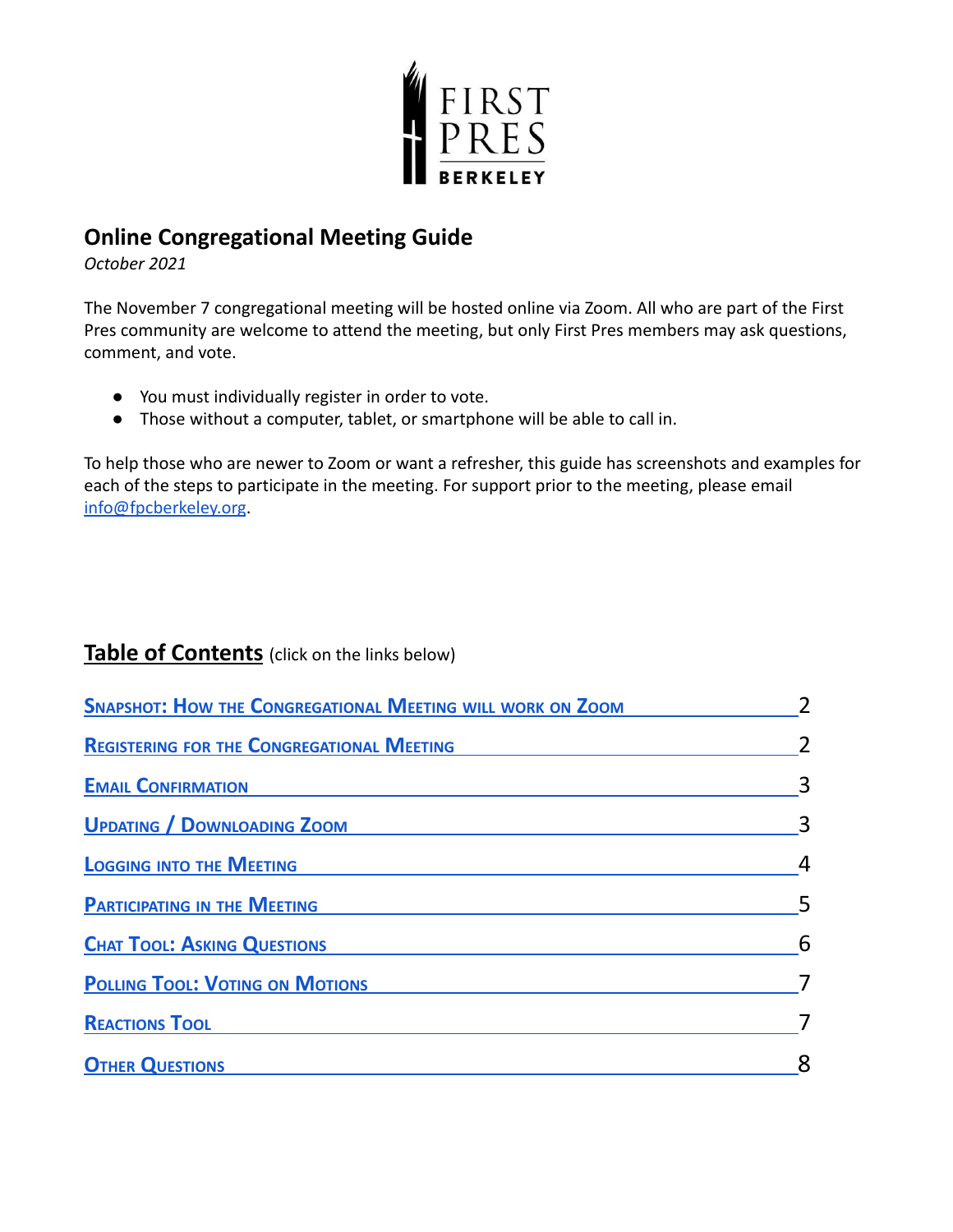FIRST PRES BERKELEY

# Online Congregational Meeting Guide

*October 2021*

The November 7 congregational meeting will be hosted online via Zoom. All who are part of the First Pres community are welcome to attend the meeting, but only First Pres members may ask questions, comment, and vote.

- You must individually register in order to vote.
- Those without a computer, tablet, or smartphone will be able to call in.

To help those who are newer to Zoom or want a refresher, this guide has screenshots and examples for each of the steps to participate in the meeting. For support prior to the meeting, please email info@fpcberkeley.org.

## Table of Contents (click on the links below)

| | |
|---|---|
| Snapshot: How the Congregational Meeting will work on Zoom | 2 |
| Registering for the Congregational Meeting | 2 |
| Email Confirmation | 3 |
| Updating / Downloading Zoom | 3 |
| Logging into the Meeting | 4 |
| Participating in the Meeting | 5 |
| Chat Tool: Asking Questions | 6 |
| Polling Tool: Voting on Motions | 7 |
| Reactions Tool | 7 |
| Other Questions | 8 |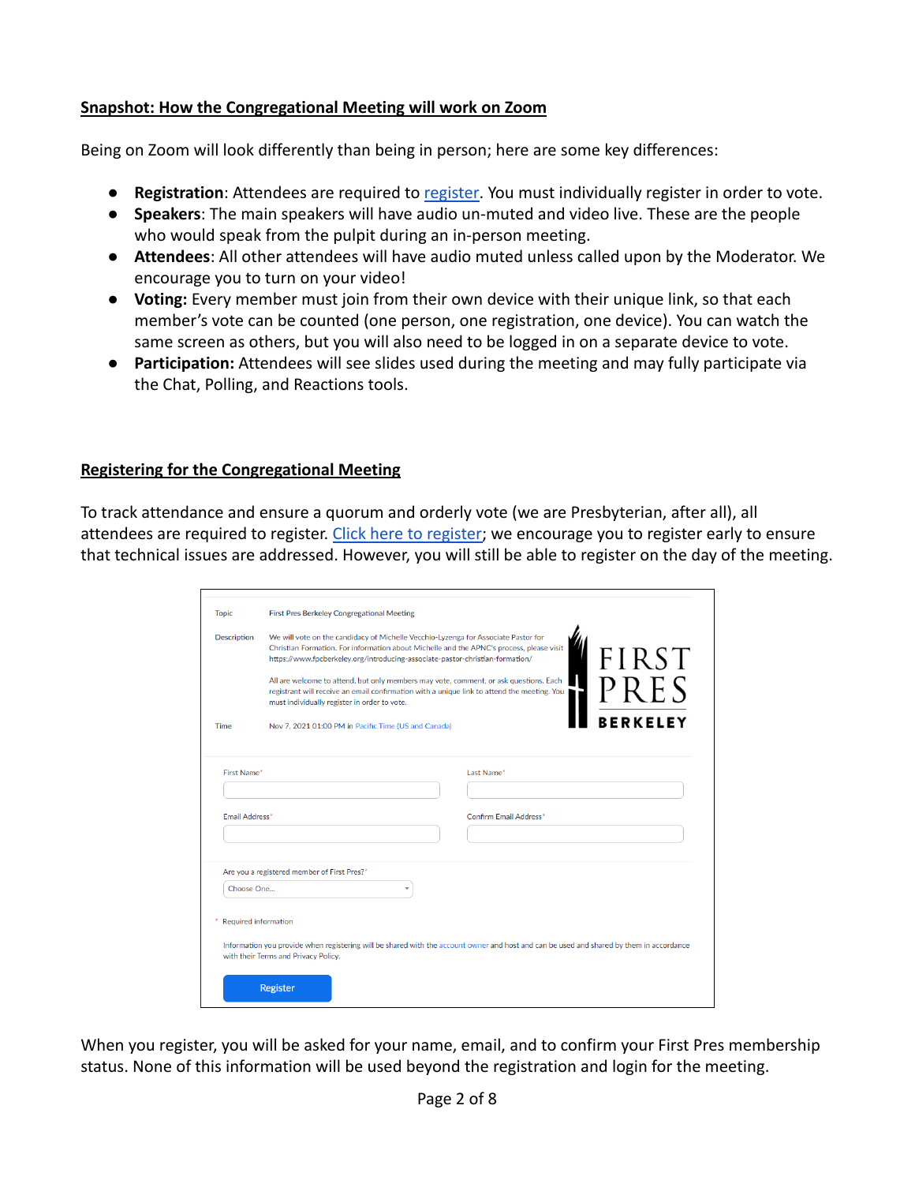## Snapshot: How the Congregational Meeting will work on Zoom

Being on Zoom will look differently than being in person; here are some key differences:

- **Registration**: Attendees are required to register. You must individually register in order to vote.
- **Speakers**: The main speakers will have audio un-muted and video live. These are the people who would speak from the pulpit during an in-person meeting.
- **Attendees**: All other attendees will have audio muted unless called upon by the Moderator. We encourage you to turn on your video!
- **Voting:** Every member must join from their own device with their unique link, so that each member's vote can be counted (one person, one registration, one device). You can watch the same screen as others, but you will also need to be logged in on a separate device to vote.
- **Participation:** Attendees will see slides used during the meeting and may fully participate via the Chat, Polling, and Reactions tools.

## Registering for the Congregational Meeting

To track attendance and ensure a quorum and orderly vote (we are Presbyterian, after all), all attendees are required to register. Click here to register; we encourage you to register early to ensure that technical issues are addressed. However, you will still be able to register on the day of the meeting.

Topic: First Pres Berkeley Congregational Meeting

Description: We will vote on the candidacy of Michelle Vecchio-Lyzenga for Associate Pastor for Christian Formation. For information about Michelle and the APNC's process, please visit https://www.fpcberkeley.org/introducing-associate-pastor-christian-formation/

All are welcome to attend, but only members may vote, comment, or ask questions. Each registrant will receive an email confirmation with a unique link to attend the meeting. You must individually register in order to vote.

Time: Nov 7, 2021 01:00 PM in Pacific Time (US and Canada)

FIRST PRES BERKELEY

First Name* | Last Name*

Email Address* | Confirm Email Address*

Are you a registered member of First Pres?*
Choose One...

\* Required information

Information you provide when registering will be shared with the account owner and host and can be used and shared by them in accordance with their Terms and Privacy Policy.

Register

When you register, you will be asked for your name, email, and to confirm your First Pres membership status. None of this information will be used beyond the registration and login for the meeting.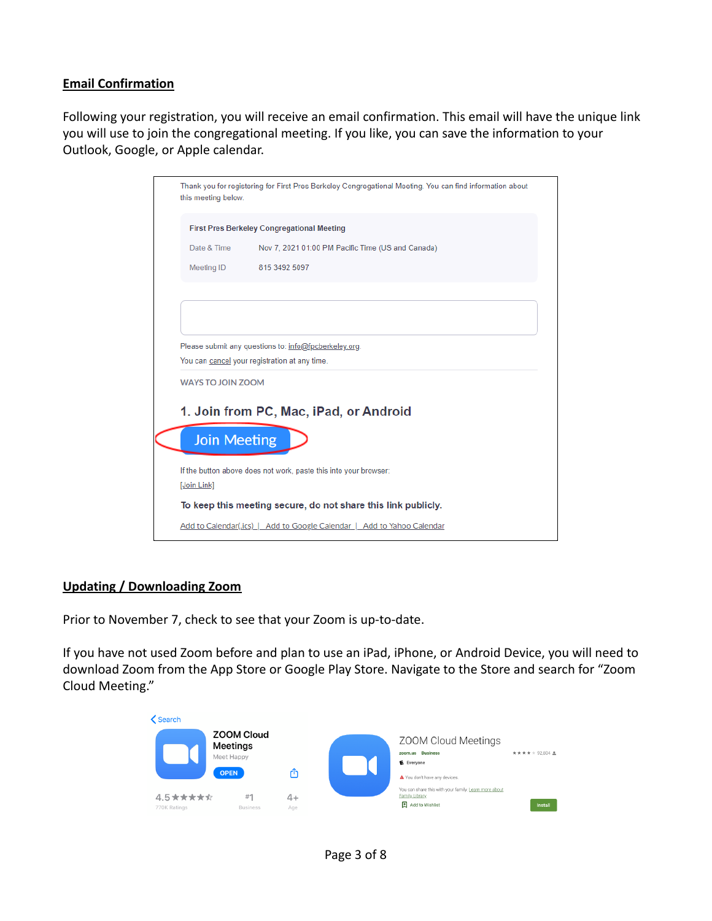## Email Confirmation

Following your registration, you will receive an email confirmation. This email will have the unique link you will use to join the congregational meeting. If you like, you can save the information to your Outlook, Google, or Apple calendar.

> Thank you for registering for First Pres Berkeley Congregational Meeting. You can find information about this meeting below.
>
> **First Pres Berkeley Congregational Meeting**
>
> Date & Time Nov 7, 2021 01:00 PM Pacific Time (US and Canada)
>
> Meeting ID 815 3492 5097
>
> Please submit any questions to: info@fpcberkeley.org
>
> You can cancel your registration at any time.
>
> WAYS TO JOIN ZOOM
>
> **1. Join from PC, Mac, iPad, or Android**
>
> Join Meeting
>
> If the button above does not work, paste this into your browser:
>
> [Join Link]
>
> **To keep this meeting secure, do not share this link publicly.**
>
> Add to Calendar(.ics) | Add to Google Calendar | Add to Yahoo Calendar

## Updating / Downloading Zoom

Prior to November 7, check to see that your Zoom is up-to-date.

If you have not used Zoom before and plan to use an iPad, iPhone, or Android Device, you will need to download Zoom from the App Store or Google Play Store. Navigate to the Store and search for "Zoom Cloud Meeting."

> Search
>
> ZOOM Cloud Meetings
>
> Meet Happy
>
> OPEN
>
> 4.5 ★★★★☆ 770K Ratings | #1 Business | 4+ Age

> ZOOM Cloud Meetings
>
> zoom.us Business
>
> Everyone
>
> ★★★★ 92,804
>
> You don't have any devices
>
> You can share this with your family. Learn more about Family Library
>
> Add to Wishlist
>
> Install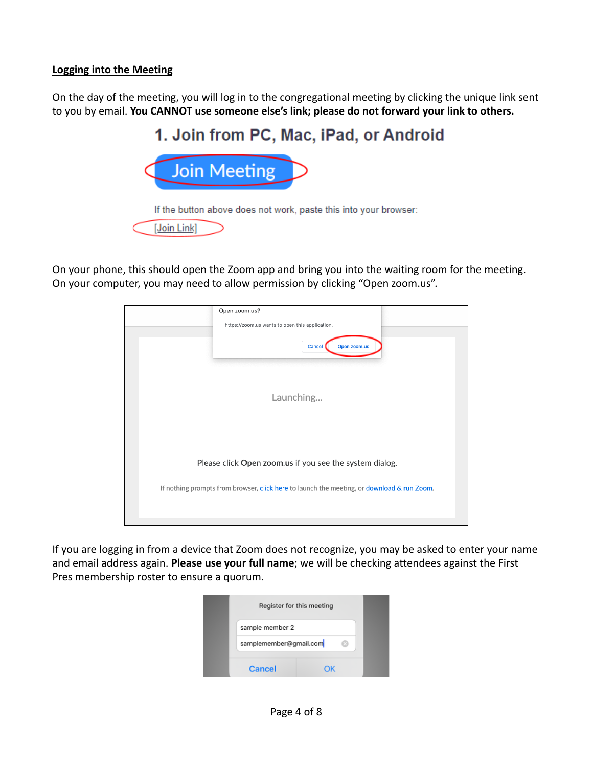**Logging into the Meeting**

On the day of the meeting, you will log in to the congregational meeting by clicking the unique link sent to you by email. **You CANNOT use someone else's link; please do not forward your link to others.**

### 1. Join from PC, Mac, iPad, or Android

Join Meeting

If the button above does not work, paste this into your browser:

[Join Link]

On your phone, this should open the Zoom app and bring you into the waiting room for the meeting. On your computer, you may need to allow permission by clicking "Open zoom.us".

Open zoom.us?

https://zoom.us wants to open this application.

Cancel | Open zoom.us

Launching...

Please click Open zoom.us if you see the system dialog.

If nothing prompts from browser, click here to launch the meeting, or download & run Zoom.

If you are logging in from a device that Zoom does not recognize, you may be asked to enter your name and email address again. **Please use your full name**; we will be checking attendees against the First Pres membership roster to ensure a quorum.

Register for this meeting

sample member 2

samplemember@gmail.com

Cancel | OK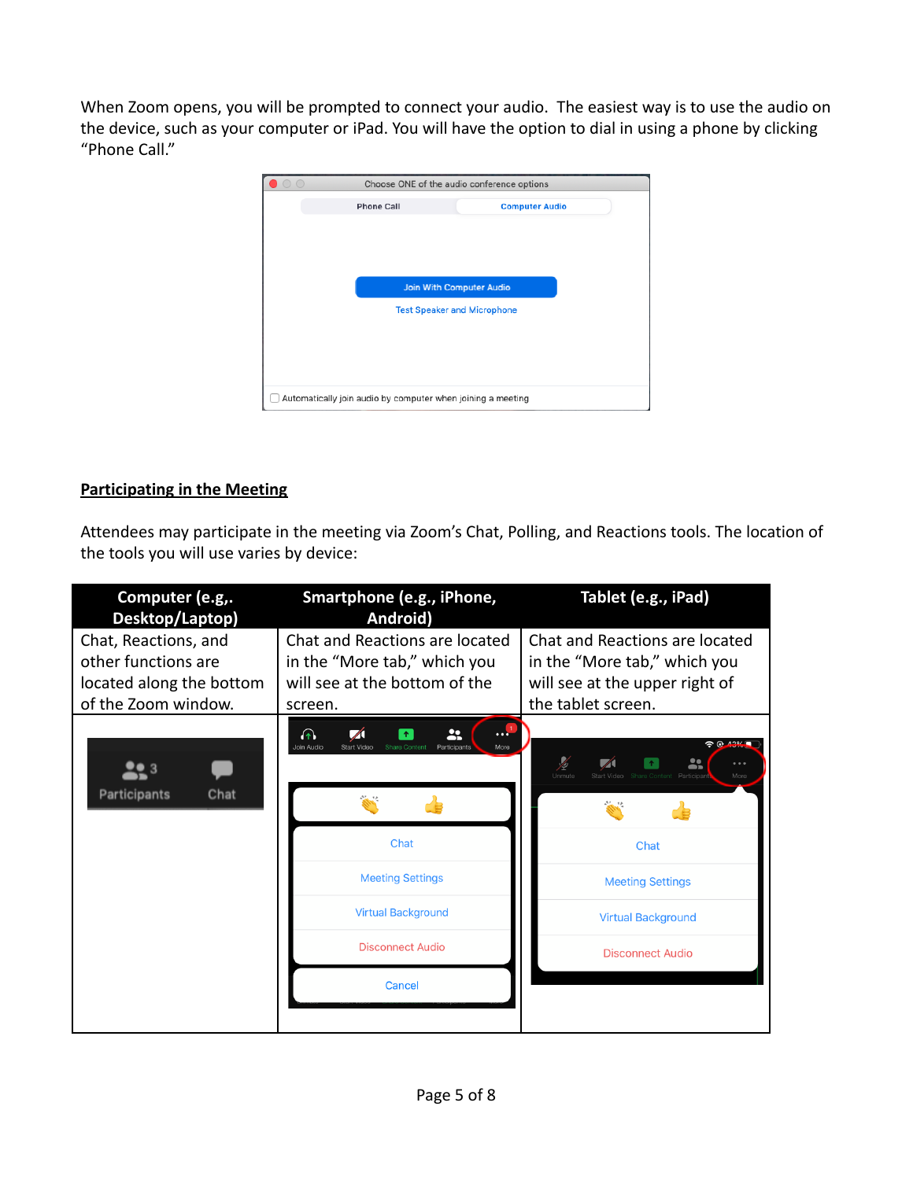When Zoom opens, you will be prompted to connect your audio. The easiest way is to use the audio on the device, such as your computer or iPad. You will have the option to dial in using a phone by clicking "Phone Call."

## Participating in the Meeting

Attendees may participate in the meeting via Zoom's Chat, Polling, and Reactions tools. The location of the tools you will use varies by device:

| Computer (e.g,. Desktop/Laptop) | Smartphone (e.g., iPhone, Android) | Tablet (e.g., iPad) |
|---|---|---|
| Chat, Reactions, and other functions are located along the bottom of the Zoom window. | Chat and Reactions are located in the "More tab," which you will see at the bottom of the screen. | Chat and Reactions are located in the "More tab," which you will see at the upper right of the tablet screen. |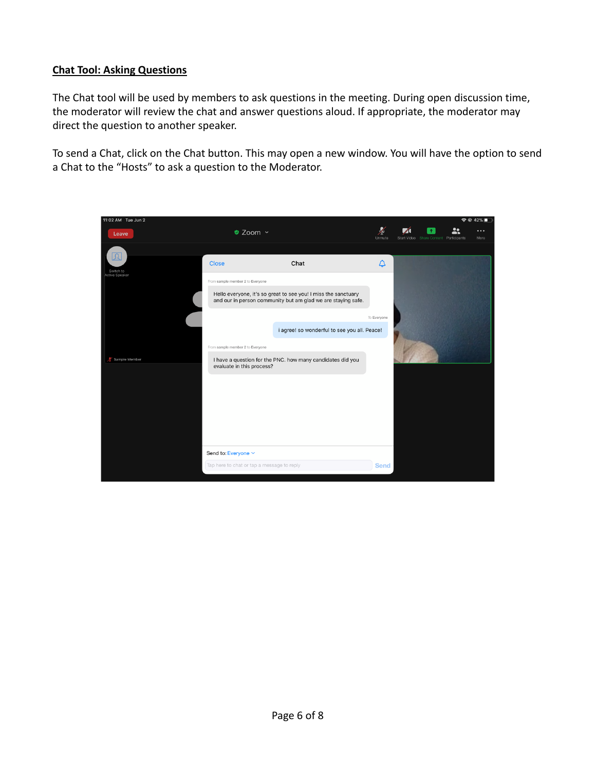## Chat Tool: Asking Questions

The Chat tool will be used by members to ask questions in the meeting. During open discussion time, the moderator will review the chat and answer questions aloud. If appropriate, the moderator may direct the question to another speaker.

To send a Chat, click on the Chat button. This may open a new window. You will have the option to send a Chat to the "Hosts" to ask a question to the Moderator.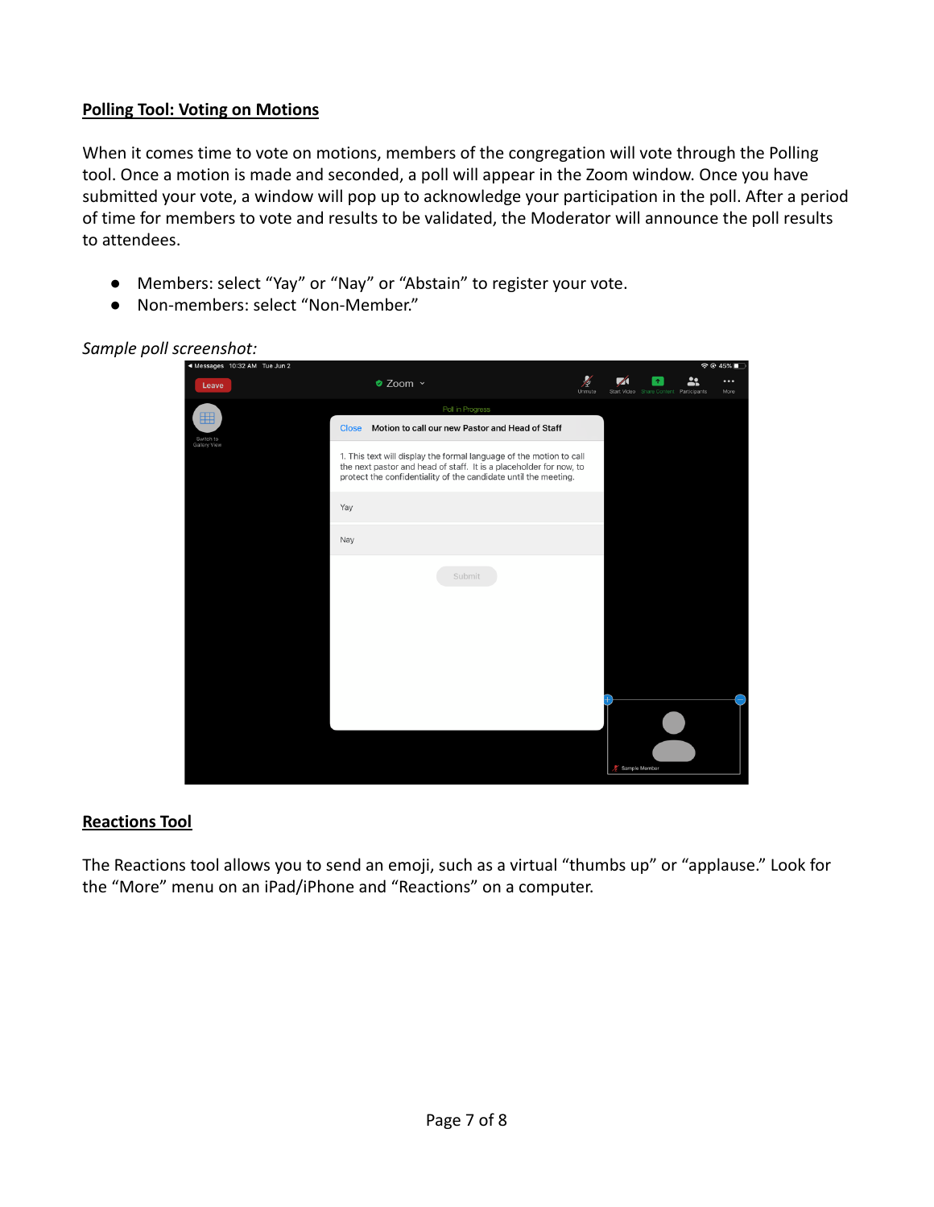## Polling Tool: Voting on Motions

When it comes time to vote on motions, members of the congregation will vote through the Polling tool. Once a motion is made and seconded, a poll will appear in the Zoom window. Once you have submitted your vote, a window will pop up to acknowledge your participation in the poll. After a period of time for members to vote and results to be validated, the Moderator will announce the poll results to attendees.

- Members: select “Yay” or “Nay” or “Abstain” to register your vote.
- Non-members: select “Non-Member.”

*Sample poll screenshot:*

## Reactions Tool

The Reactions tool allows you to send an emoji, such as a virtual “thumbs up” or “applause.” Look for the “More” menu on an iPad/iPhone and “Reactions” on a computer.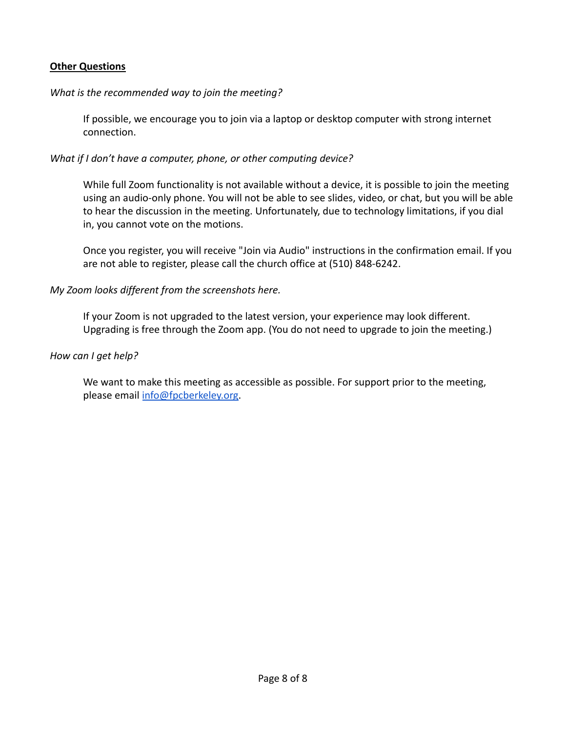**Other Questions**

*What is the recommended way to join the meeting?*

If possible, we encourage you to join via a laptop or desktop computer with strong internet connection.

*What if I don't have a computer, phone, or other computing device?*

While full Zoom functionality is not available without a device, it is possible to join the meeting using an audio-only phone. You will not be able to see slides, video, or chat, but you will be able to hear the discussion in the meeting. Unfortunately, due to technology limitations, if you dial in, you cannot vote on the motions.

Once you register, you will receive "Join via Audio" instructions in the confirmation email. If you are not able to register, please call the church office at (510) 848-6242.

*My Zoom looks different from the screenshots here.*

If your Zoom is not upgraded to the latest version, your experience may look different. Upgrading is free through the Zoom app. (You do not need to upgrade to join the meeting.)

*How can I get help?*

We want to make this meeting as accessible as possible. For support prior to the meeting, please email [info@fpcberkeley.org](mailto:info@fpcberkeley.org).